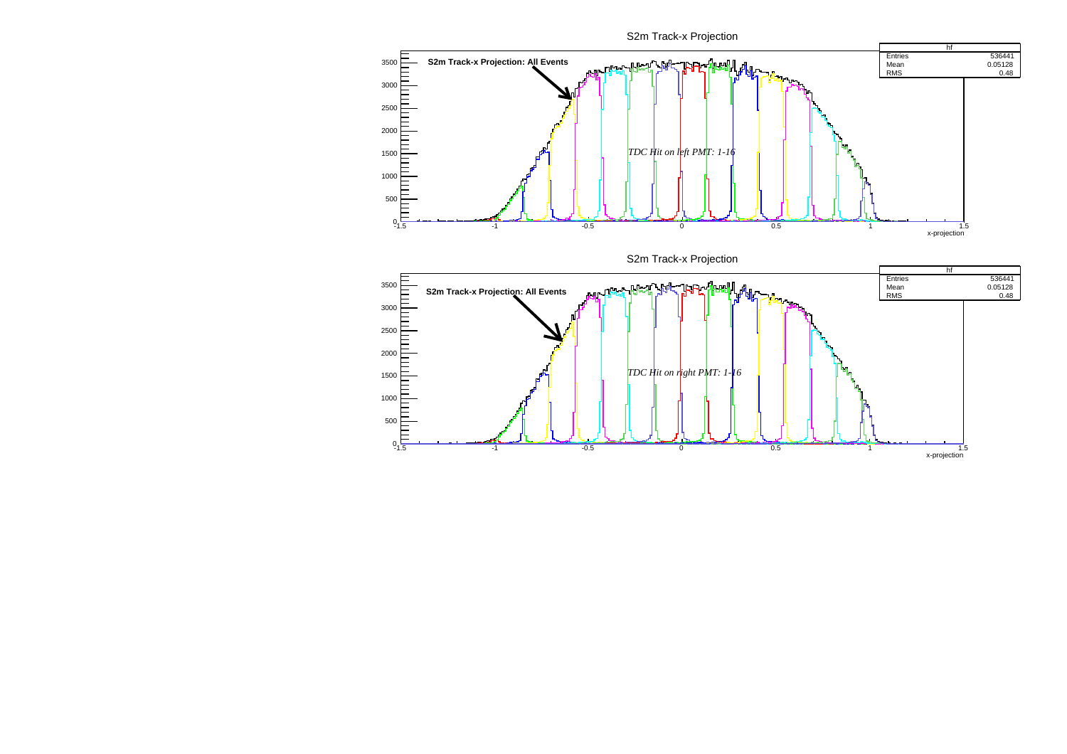S2m Track-x Projection

**S2m Track-x Projection: All Events**

*TDC Hit on left PMT: 1-16*

| hf | |
|---|---|
| Entries | 536441 |
| Mean | 0.05128 |
| RMS | 0.48 |

x-projection

S2m Track-x Projection

**S2m Track-x Projection: All Events**

*TDC Hit on right PMT: 1-16*

| hf | |
|---|---|
| Entries | 536441 |
| Mean | 0.05128 |
| RMS | 0.48 |

x-projection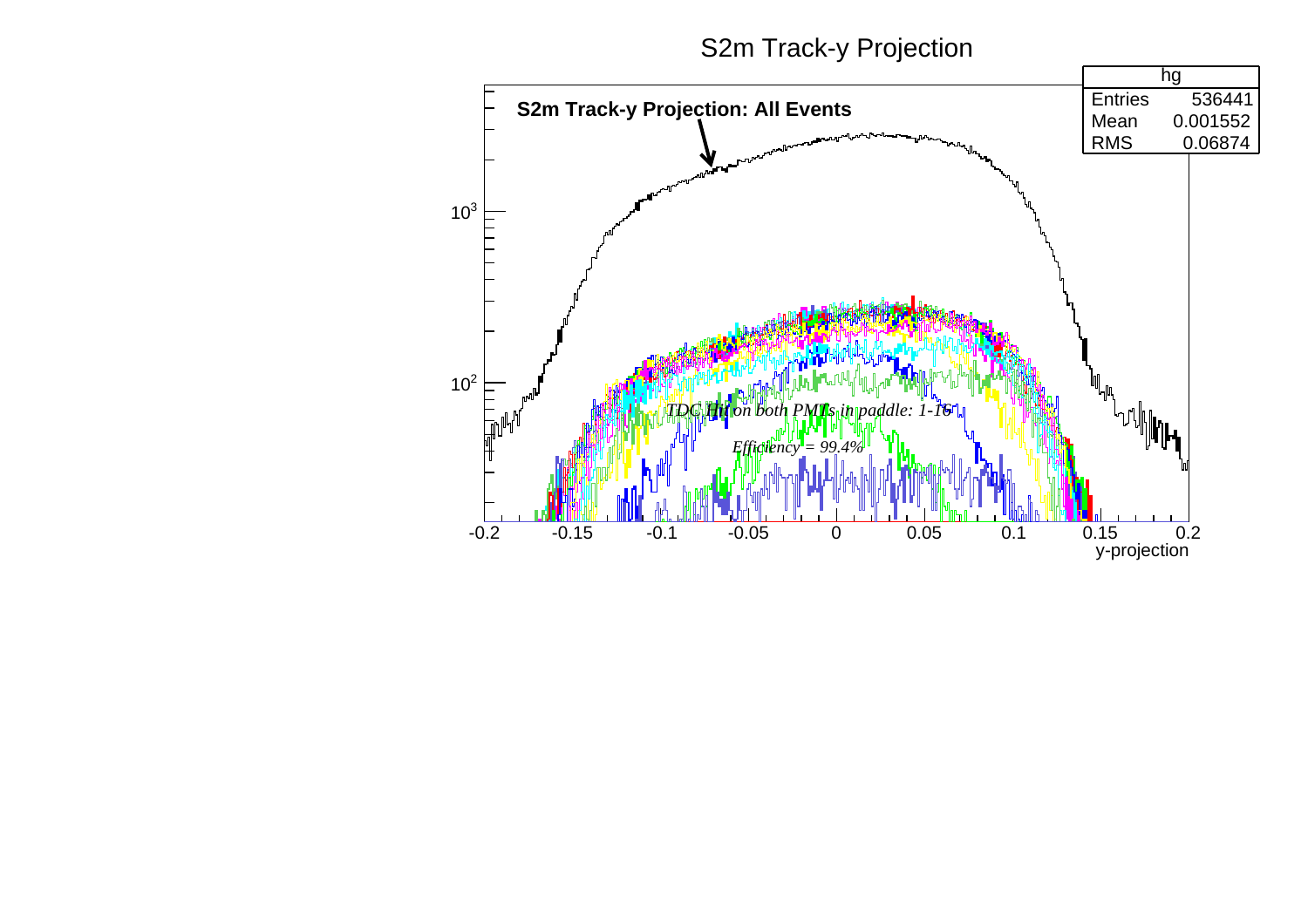# S2m Track-y Projection

**S2m Track-y Projection: All Events**

| hg | |
| --- | --- |
| Entries | 536441 |
| Mean | 0.001552 |
| RMS | 0.06874 |

*TDC Hit on both PMTs in paddle: 1-16*

*Efficiency = 99.4%*

y-projection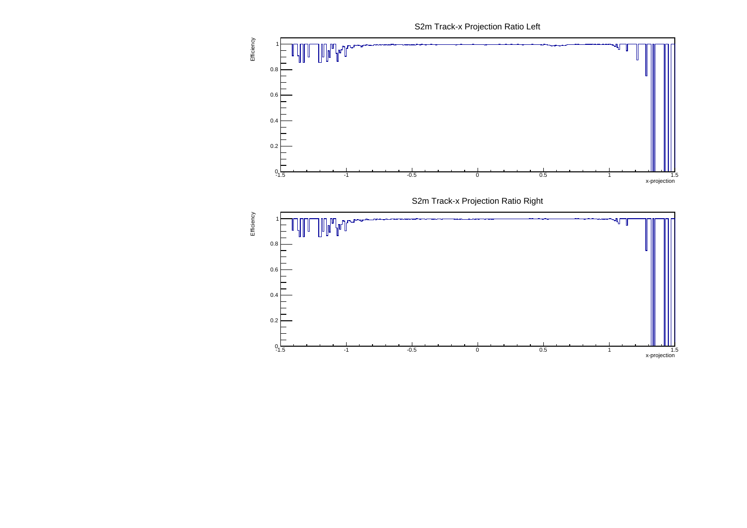S2m Track-x Projection Ratio Left

S2m Track-x Projection Ratio Right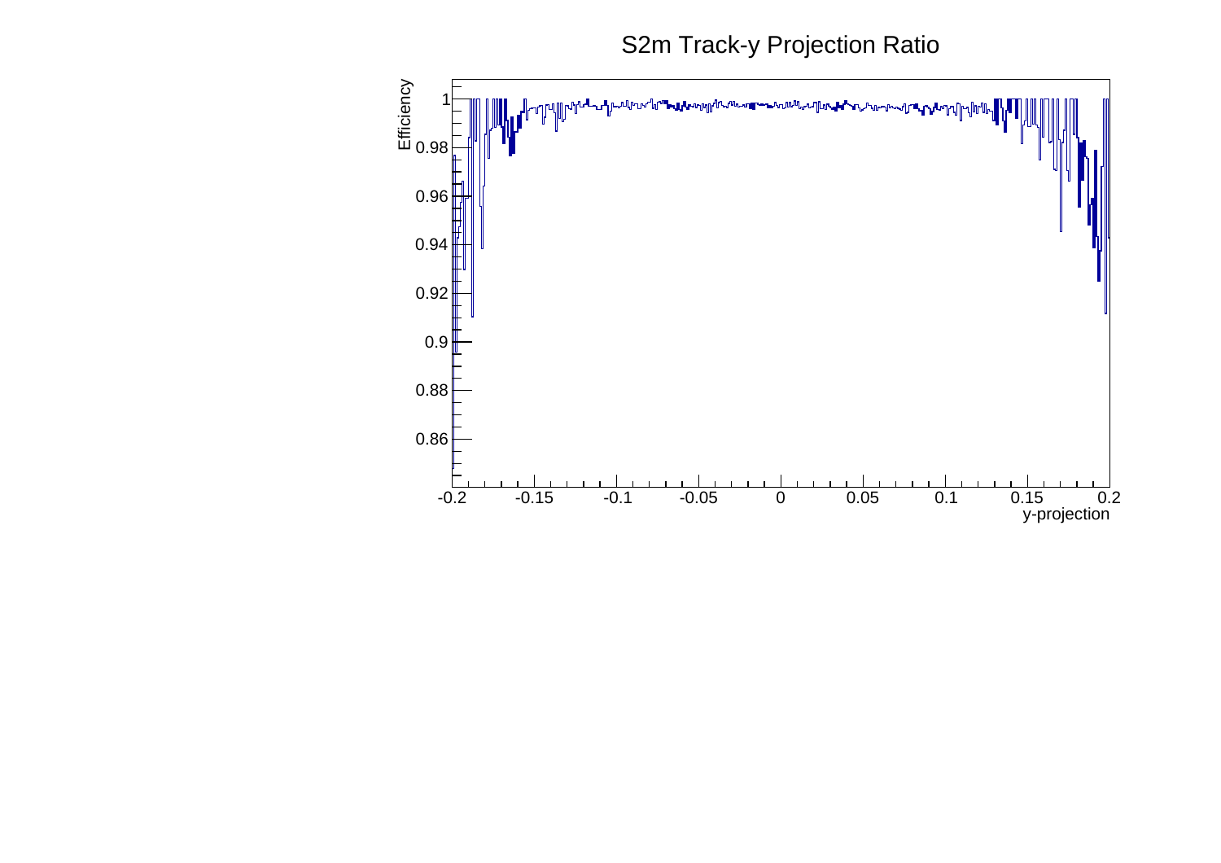S2m Track-y Projection Ratio

Efficiency

y-projection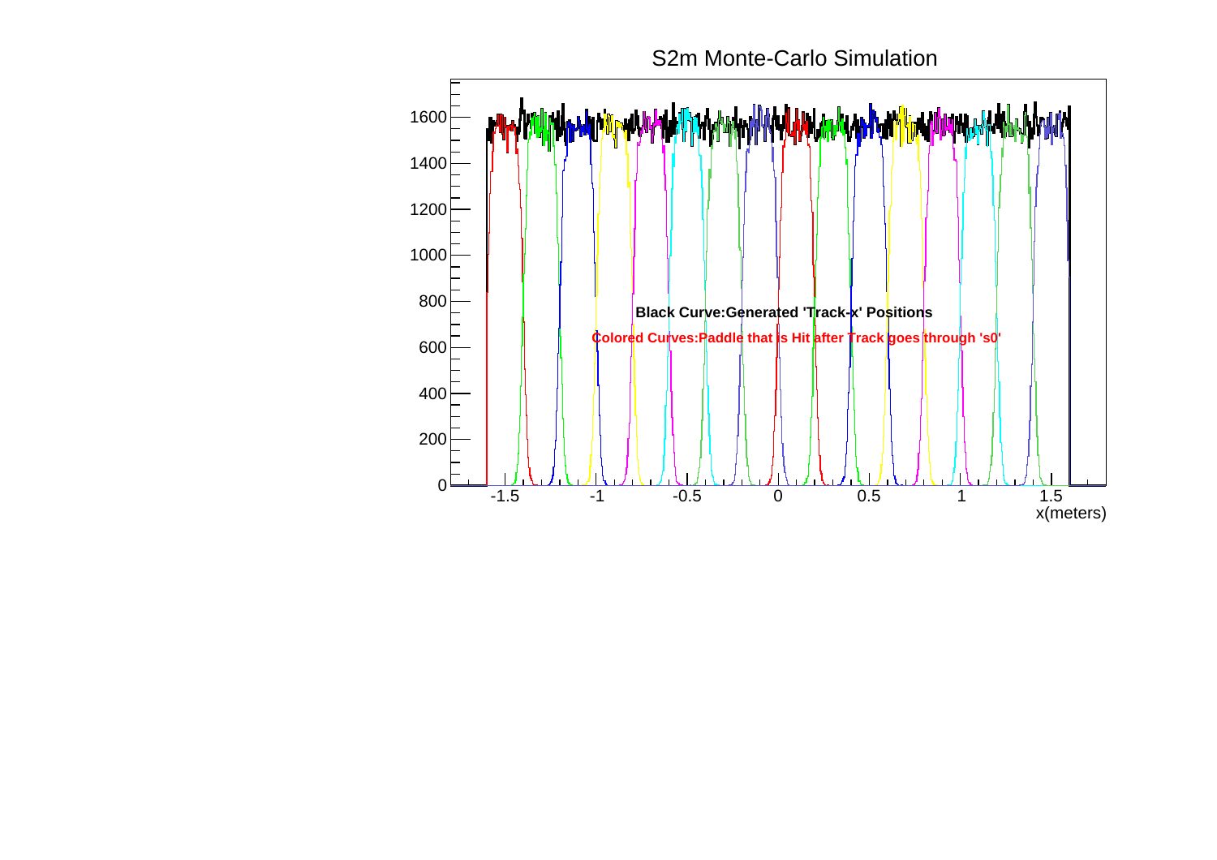S2m Monte-Carlo Simulation

Black Curve:Generated 'Track-x' Positions

Colored Curves:Paddle that is Hit after Track goes through 's0'

0
200
400
600
800
1000
1200
1400
1600

-1.5
-1
-0.5
0
0.5
1
1.5

x(meters)